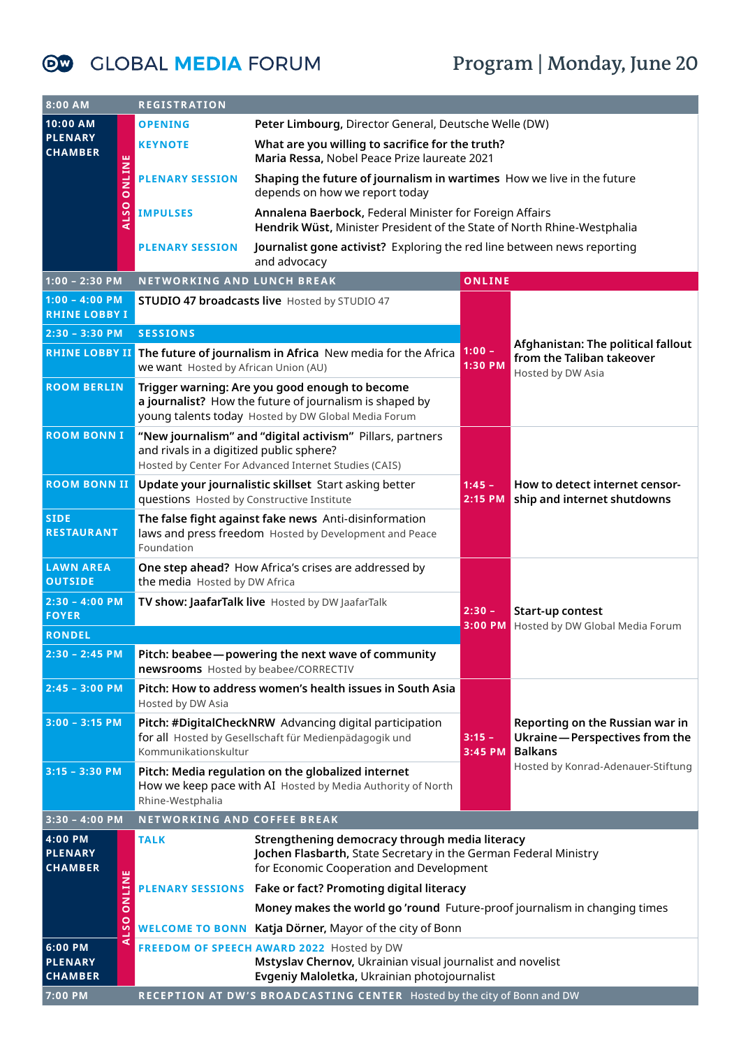# GLOBAL MEDIA FORUM

## Program | Monday, June 20

**8:00 AM** — **REGISTRATION**

**10:00 AM — PLENARY CHAMBER** (ALSO ONLINE)

| | |
|---|---|
| **OPENING** | **Peter Limbourg,** Director General, Deutsche Welle (DW) |
| **KEYNOTE** | **What are you willing to sacrifice for the truth?** **Maria Ressa,** Nobel Peace Prize laureate 2021 |
| **PLENARY SESSION** | **Shaping the future of journalism in wartimes** How we live in the future depends on how we report today |
| **IMPULSES** | **Annalena Baerbock,** Federal Minister for Foreign Affairs **Hendrik Wüst,** Minister President of the State of North Rhine-Westphalia |
| **PLENARY SESSION** | **Journalist gone activist?** Exploring the red line between news reporting and advocacy |

**1:00 – 2:30 PM** — **NETWORKING AND LUNCH BREAK**

| Time / Room | Session |
|---|---|
| **1:00 – 4:00 PM RHINE LOBBY I** | **STUDIO 47 broadcasts live** Hosted by STUDIO 47 |
| **2:30 – 3:30 PM** | **SESSIONS** |
| **RHINE LOBBY II** | **The future of journalism in Africa** New media for the Africa we want Hosted by African Union (AU) |
| **ROOM BERLIN** | **Trigger warning: Are you good enough to become a journalist?** How the future of journalism is shaped by young talents today Hosted by DW Global Media Forum |
| **ROOM BONN I** | **"New journalism" and "digital activism"** Pillars, partners and rivals in a digitized public sphere? Hosted by Center For Advanced Internet Studies (CAIS) |
| **ROOM BONN II** | **Update your journalistic skillset** Start asking better questions Hosted by Constructive Institute |
| **SIDE RESTAURANT** | **The false fight against fake news** Anti-disinformation laws and press freedom Hosted by Development and Peace Foundation |
| **LAWN AREA OUTSIDE** | **One step ahead?** How Africa's crises are addressed by the media Hosted by DW Africa |
| **2:30 – 4:00 PM FOYER** | **TV show: JaafarTalk live** Hosted by DW JaafarTalk |
| **RONDEL** | |
| **2:30 – 2:45 PM** | **Pitch: beabee — powering the next wave of community newsrooms** Hosted by beabee/CORRECTIV |
| **2:45 – 3:00 PM** | **Pitch: How to address women's health issues in South Asia** Hosted by DW Asia |
| **3:00 – 3:15 PM** | **Pitch: #DigitalCheckNRW** Advancing digital participation for all Hosted by Gesellschaft für Medienpädagogik und Kommunikationskultur |
| **3:15 – 3:30 PM** | **Pitch: Media regulation on the globalized internet** How we keep pace with AI Hosted by Media Authority of North Rhine-Westphalia |

**ONLINE**

| Time | Session |
|---|---|
| **1:00 – 1:30 PM** | **Afghanistan: The political fallout from the Taliban takeover** Hosted by DW Asia |
| **1:45 – 2:15 PM** | **How to detect internet censorship and internet shutdowns** |
| **2:30 – 3:00 PM** | **Start-up contest** Hosted by DW Global Media Forum |
| **3:15 – 3:45 PM** | **Reporting on the Russian war in Ukraine — Perspectives from the Balkans** Hosted by Konrad-Adenauer-Stiftung |

**3:30 – 4:00 PM** — **NETWORKING AND COFFEE BREAK**

**4:00 PM — PLENARY CHAMBER** (ALSO ONLINE)

| | |
|---|---|
| **TALK** | **Strengthening democracy through media literacy** **Jochen Flasbarth,** State Secretary in the German Federal Ministry for Economic Cooperation and Development |
| **PLENARY SESSIONS** | **Fake or fact? Promoting digital literacy** |
| | **Money makes the world go 'round** Future-proof journalism in changing times |
| **WELCOME TO BONN** | **Katja Dörner,** Mayor of the city of Bonn |

**6:00 PM — PLENARY CHAMBER**

**FREEDOM OF SPEECH AWARD 2022** Hosted by DW
**Mstyslav Chernov,** Ukrainian visual journalist and novelist
**Evgeniy Maloletka,** Ukrainian photojournalist

**7:00 PM** — **RECEPTION AT DW'S BROADCASTING CENTER** Hosted by the city of Bonn and DW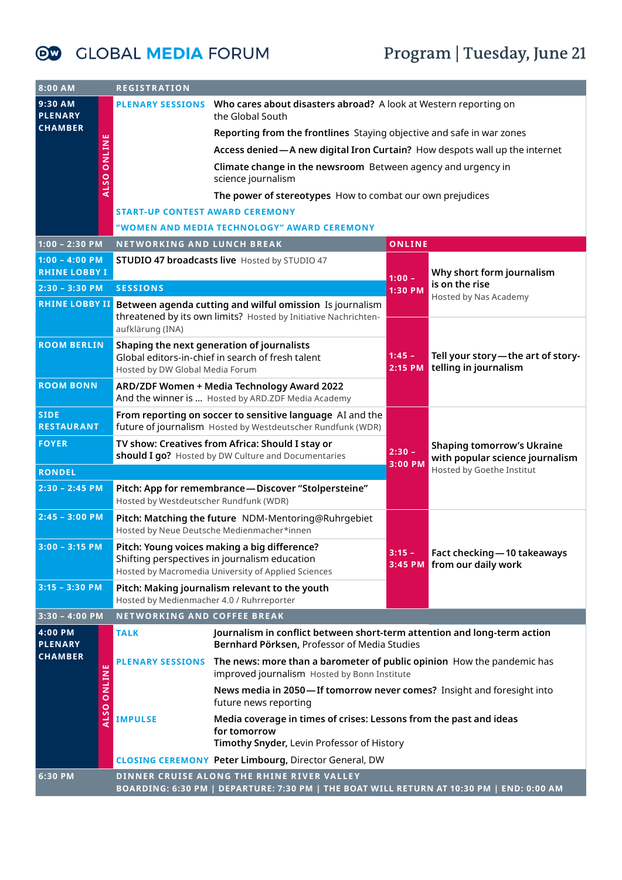# GLOBAL MEDIA FORUM

## Program | Tuesday, June 21

| | | |
|---|---|---|
| **8:00 AM** | **REGISTRATION** | |
| **9:30 AM PLENARY CHAMBER** (ALSO ONLINE) | **PLENARY SESSIONS** | **Who cares about disasters abroad?** A look at Western reporting on the Global South |
| | | **Reporting from the frontlines** Staying objective and safe in war zones |
| | | **Access denied — A new digital Iron Curtain?** How despots wall up the internet |
| | | **Climate change in the newsroom** Between agency and urgency in science journalism |
| | | **The power of stereotypes** How to combat our own prejudices |
| | **START-UP CONTEST AWARD CEREMONY** | |
| | **"WOMEN AND MEDIA TECHNOLOGY" AWARD CEREMONY** | |
| **1:00 – 2:30 PM** | **NETWORKING AND LUNCH BREAK** | |

| | | | |
|---|---|---|---|
| | | **ONLINE** | |
| **1:00 – 4:00 PM RHINE LOBBY I** | **STUDIO 47 broadcasts live** Hosted by STUDIO 47 | **1:00 – 1:30 PM** | **Why short form journalism is on the rise** Hosted by Nas Academy |
| **2:30 – 3:30 PM** | **SESSIONS** | | |
| **RHINE LOBBY II** | **Between agenda cutting and wilful omission** Is journalism threatened by its own limits? Hosted by Initiative Nachrichtenaufklärung (INA) | | |
| **ROOM BERLIN** | **Shaping the next generation of journalists** Global editors-in-chief in search of fresh talent Hosted by DW Global Media Forum | **1:45 – 2:15 PM** | **Tell your story — the art of storytelling in journalism** |
| **ROOM BONN** | **ARD/ZDF Women + Media Technology Award 2022** And the winner is ... Hosted by ARD.ZDF Media Academy | | |
| **SIDE RESTAURANT** | **From reporting on soccer to sensitive language** AI and the future of journalism Hosted by Westdeutscher Rundfunk (WDR) | **2:30 – 3:00 PM** | **Shaping tomorrow's Ukraine with popular science journalism** Hosted by Goethe Institut |
| **FOYER** | **TV show: Creatives from Africa: Should I stay or should I go?** Hosted by DW Culture and Documentaries | | |
| **RONDEL** | | | |
| **2:30 – 2:45 PM** | **Pitch: App for remembrance — Discover "Stolpersteine"** Hosted by Westdeutscher Rundfunk (WDR) | | |
| **2:45 – 3:00 PM** | **Pitch: Matching the future** NDM-Mentoring@Ruhrgebiet Hosted by Neue Deutsche Medienmacher*innen | | |
| **3:00 – 3:15 PM** | **Pitch: Young voices making a big difference?** Shifting perspectives in journalism education Hosted by Macromedia University of Applied Sciences | **3:15 – 3:45 PM** | **Fact checking — 10 takeaways from our daily work** |
| **3:15 – 3:30 PM** | **Pitch: Making journalism relevant to the youth** Hosted by Medienmacher 4.0 / Ruhrreporter | | |

| | | |
|---|---|---|
| **3:30 – 4:00 PM** | **NETWORKING AND COFFEE BREAK** | |
| **4:00 PM PLENARY CHAMBER** (ALSO ONLINE) | **TALK** | **Journalism in conflict between short-term attention and long-term action** **Bernhard Pörksen,** Professor of Media Studies |
| | **PLENARY SESSIONS** | **The news: more than a barometer of public opinion** How the pandemic has improved journalism Hosted by Bonn Institute |
| | | **News media in 2050 — If tomorrow never comes?** Insight and foresight into future news reporting |
| | **IMPULSE** | **Media coverage in times of crises: Lessons from the past and ideas for tomorrow** **Timothy Snyder,** Levin Professor of History |
| | **CLOSING CEREMONY** | **Peter Limbourg,** Director General, DW |
| **6:30 PM** | **DINNER CRUISE ALONG THE RHINE RIVER VALLEY** BOARDING: 6:30 PM \| DEPARTURE: 7:30 PM \| THE BOAT WILL RETURN AT 10:30 PM \| END: 0:00 AM | |